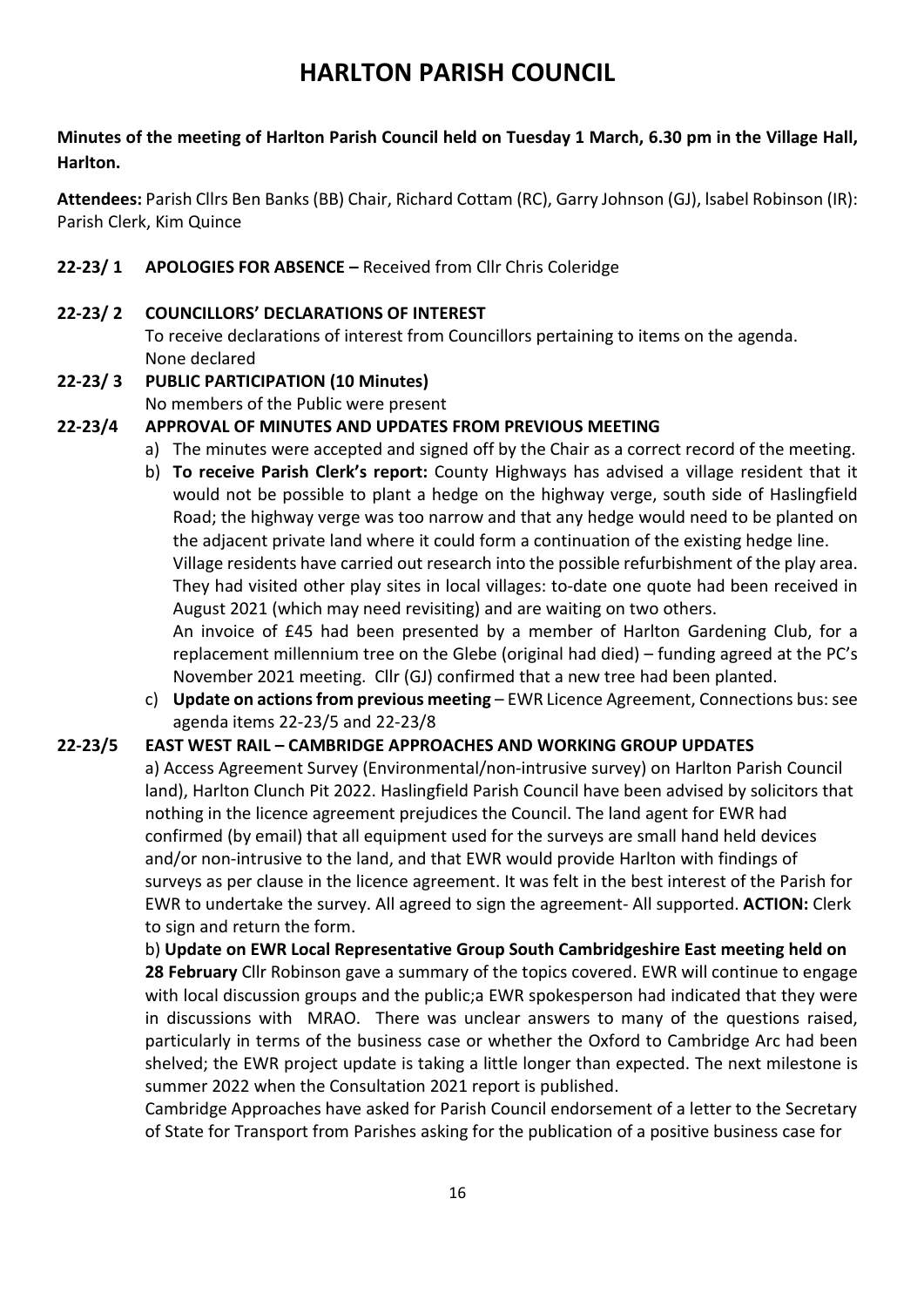# HARLTON PARISH COUNCIL

**Minutes of the meeting of Harlton Parish Council held on Tuesday 1 March, 6.30 pm in the Village Hall, Harlton.**

**Attendees:** Parish Cllrs Ben Banks (BB) Chair, Richard Cottam (RC), Garry Johnson (GJ), Isabel Robinson (IR): Parish Clerk, Kim Quince

**22-23/ 1 APOLOGIES FOR ABSENCE –** Received from Cllr Chris Coleridge

**22-23/ 2 COUNCILLORS' DECLARATIONS OF INTEREST**

To receive declarations of interest from Councillors pertaining to items on the agenda. None declared

**22-23/ 3 PUBLIC PARTICIPATION (10 Minutes)**

No members of the Public were present

**22-23/4 APPROVAL OF MINUTES AND UPDATES FROM PREVIOUS MEETING**

a) The minutes were accepted and signed off by the Chair as a correct record of the meeting.

b) **To receive Parish Clerk's report:** County Highways has advised a village resident that it would not be possible to plant a hedge on the highway verge, south side of Haslingfield Road; the highway verge was too narrow and that any hedge would need to be planted on the adjacent private land where it could form a continuation of the existing hedge line. Village residents have carried out research into the possible refurbishment of the play area. They had visited other play sites in local villages: to-date one quote had been received in August 2021 (which may need revisiting) and are waiting on two others. An invoice of £45 had been presented by a member of Harlton Gardening Club, for a replacement millennium tree on the Glebe (original had died) – funding agreed at the PC's November 2021 meeting. Cllr (GJ) confirmed that a new tree had been planted.

c) **Update on actions from previous meeting** – EWR Licence Agreement, Connections bus: see agenda items 22-23/5 and 22-23/8

**22-23/5 EAST WEST RAIL – CAMBRIDGE APPROACHES AND WORKING GROUP UPDATES**

a) Access Agreement Survey (Environmental/non-intrusive survey) on Harlton Parish Council land), Harlton Clunch Pit 2022. Haslingfield Parish Council have been advised by solicitors that nothing in the licence agreement prejudices the Council. The land agent for EWR had confirmed (by email) that all equipment used for the surveys are small hand held devices and/or non-intrusive to the land, and that EWR would provide Harlton with findings of surveys as per clause in the licence agreement. It was felt in the best interest of the Parish for EWR to undertake the survey. All agreed to sign the agreement- All supported. **ACTION:** Clerk to sign and return the form.

b) **Update on EWR Local Representative Group South Cambridgeshire East meeting held on 28 February** Cllr Robinson gave a summary of the topics covered. EWR will continue to engage with local discussion groups and the public;a EWR spokesperson had indicated that they were in discussions with MRAO. There was unclear answers to many of the questions raised, particularly in terms of the business case or whether the Oxford to Cambridge Arc had been shelved; the EWR project update is taking a little longer than expected. The next milestone is summer 2022 when the Consultation 2021 report is published.

Cambridge Approaches have asked for Parish Council endorsement of a letter to the Secretary of State for Transport from Parishes asking for the publication of a positive business case for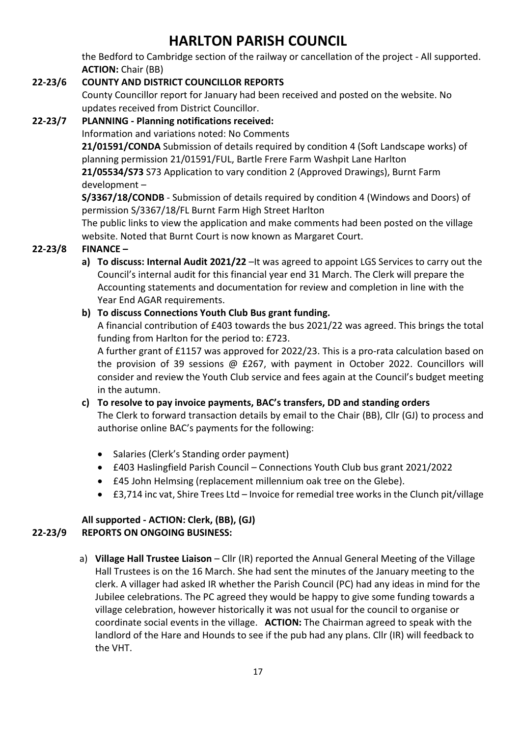# HARLTON PARISH COUNCIL

the Bedford to Cambridge section of the railway or cancellation of the project - All supported. **ACTION:** Chair (BB)

**22-23/6 COUNTY AND DISTRICT COUNCILLOR REPORTS**

County Councillor report for January had been received and posted on the website. No updates received from District Councillor.

**22-23/7 PLANNING - Planning notifications received:**

Information and variations noted: No Comments

**21/01591/CONDA** Submission of details required by condition 4 (Soft Landscape works) of planning permission 21/01591/FUL, Bartle Frere Farm Washpit Lane Harlton

**21/05534/S73** S73 Application to vary condition 2 (Approved Drawings), Burnt Farm development –

**S/3367/18/CONDB** - Submission of details required by condition 4 (Windows and Doors) of permission S/3367/18/FL Burnt Farm High Street Harlton

The public links to view the application and make comments had been posted on the village website. Noted that Burnt Court is now known as Margaret Court.

**22-23/8 FINANCE –**

a) **To discuss: Internal Audit 2021/22** –It was agreed to appoint LGS Services to carry out the Council's internal audit for this financial year end 31 March. The Clerk will prepare the Accounting statements and documentation for review and completion in line with the Year End AGAR requirements.

b) **To discuss Connections Youth Club Bus grant funding.**

A financial contribution of £403 towards the bus 2021/22 was agreed. This brings the total funding from Harlton for the period to: £723.

A further grant of £1157 was approved for 2022/23. This is a pro-rata calculation based on the provision of 39 sessions @ £267, with payment in October 2022. Councillors will consider and review the Youth Club service and fees again at the Council's budget meeting in the autumn.

c) **To resolve to pay invoice payments, BAC's transfers, DD and standing orders**

The Clerk to forward transaction details by email to the Chair (BB), Cllr (GJ) to process and authorise online BAC's payments for the following:

- Salaries (Clerk's Standing order payment)
- £403 Haslingfield Parish Council – Connections Youth Club bus grant 2021/2022
- £45 John Helmsing (replacement millennium oak tree on the Glebe).
- £3,714 inc vat, Shire Trees Ltd – Invoice for remedial tree works in the Clunch pit/village

**All supported - ACTION: Clerk, (BB), (GJ)**

**22-23/9 REPORTS ON ONGOING BUSINESS:**

a) **Village Hall Trustee Liaison** – Cllr (IR) reported the Annual General Meeting of the Village Hall Trustees is on the 16 March. She had sent the minutes of the January meeting to the clerk. A villager had asked IR whether the Parish Council (PC) had any ideas in mind for the Jubilee celebrations. The PC agreed they would be happy to give some funding towards a village celebration, however historically it was not usual for the council to organise or coordinate social events in the village. **ACTION:** The Chairman agreed to speak with the landlord of the Hare and Hounds to see if the pub had any plans. Cllr (IR) will feedback to the VHT.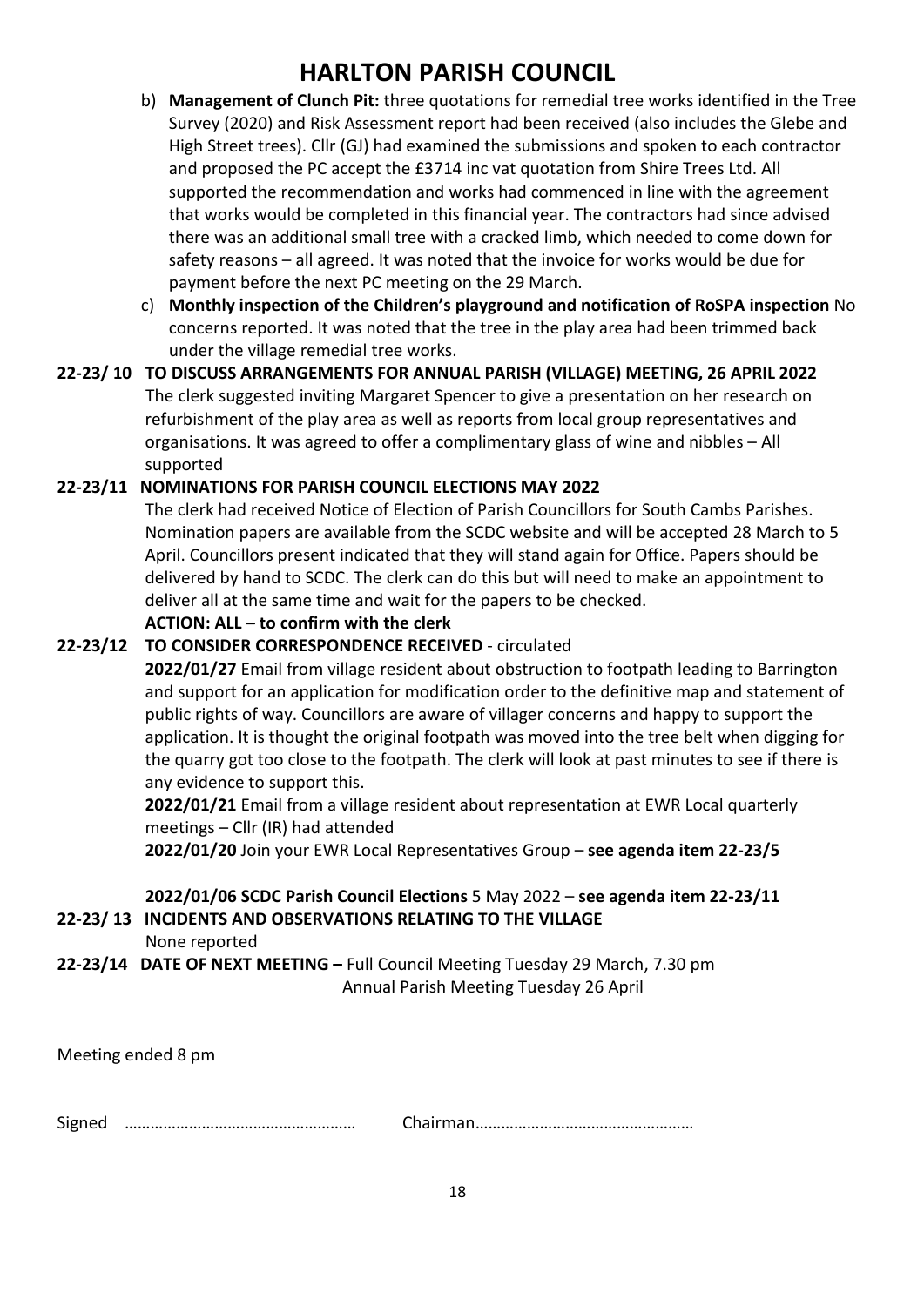# HARLTON PARISH COUNCIL

b) **Management of Clunch Pit:** three quotations for remedial tree works identified in the Tree Survey (2020) and Risk Assessment report had been received (also includes the Glebe and High Street trees). Cllr (GJ) had examined the submissions and spoken to each contractor and proposed the PC accept the £3714 inc vat quotation from Shire Trees Ltd. All supported the recommendation and works had commenced in line with the agreement that works would be completed in this financial year. The contractors had since advised there was an additional small tree with a cracked limb, which needed to come down for safety reasons – all agreed. It was noted that the invoice for works would be due for payment before the next PC meeting on the 29 March.

c) **Monthly inspection of the Children's playground and notification of RoSPA inspection** No concerns reported. It was noted that the tree in the play area had been trimmed back under the village remedial tree works.

**22-23/ 10 TO DISCUSS ARRANGEMENTS FOR ANNUAL PARISH (VILLAGE) MEETING, 26 APRIL 2022**

The clerk suggested inviting Margaret Spencer to give a presentation on her research on refurbishment of the play area as well as reports from local group representatives and organisations. It was agreed to offer a complimentary glass of wine and nibbles – All supported

**22-23/11 NOMINATIONS FOR PARISH COUNCIL ELECTIONS MAY 2022**

The clerk had received Notice of Election of Parish Councillors for South Cambs Parishes. Nomination papers are available from the SCDC website and will be accepted 28 March to 5 April. Councillors present indicated that they will stand again for Office. Papers should be delivered by hand to SCDC. The clerk can do this but will need to make an appointment to deliver all at the same time and wait for the papers to be checked.

**ACTION: ALL – to confirm with the clerk**

**22-23/12 TO CONSIDER CORRESPONDENCE RECEIVED** - circulated

**2022/01/27** Email from village resident about obstruction to footpath leading to Barrington and support for an application for modification order to the definitive map and statement of public rights of way. Councillors are aware of villager concerns and happy to support the application. It is thought the original footpath was moved into the tree belt when digging for the quarry got too close to the footpath. The clerk will look at past minutes to see if there is any evidence to support this.

**2022/01/21** Email from a village resident about representation at EWR Local quarterly meetings – Cllr (IR) had attended

**2022/01/20** Join your EWR Local Representatives Group – **see agenda item 22-23/5**

**2022/01/06 SCDC Parish Council Elections** 5 May 2022 – **see agenda item 22-23/11**

**22-23/ 13 INCIDENTS AND OBSERVATIONS RELATING TO THE VILLAGE**

None reported

**22-23/14 DATE OF NEXT MEETING –** Full Council Meeting Tuesday 29 March, 7.30 pm
Annual Parish Meeting Tuesday 26 April

Meeting ended 8 pm

Signed ……………………………………………… Chairman……………………………………………